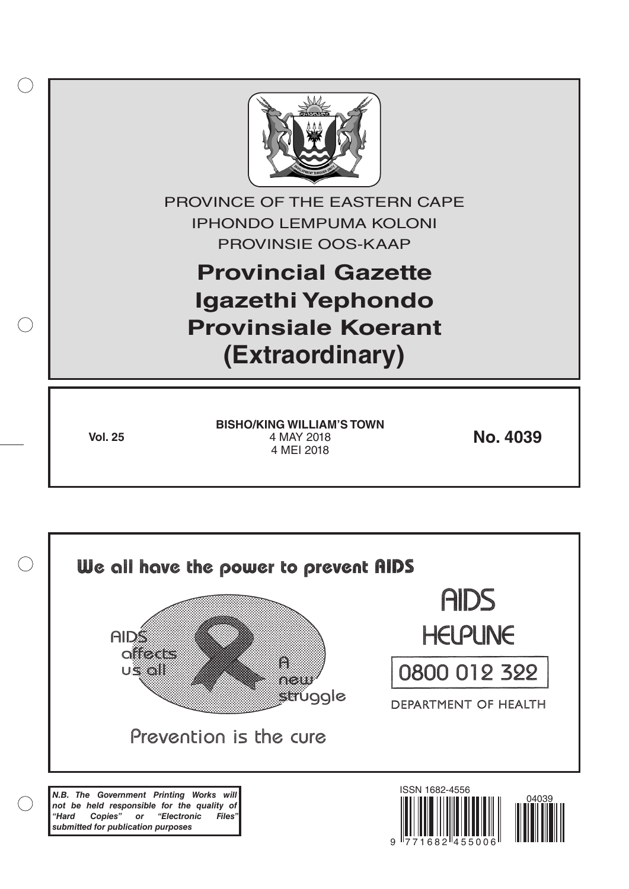PROVINCE OF THE EASTERN CAPE

IPHONDO LEMPUMA KOLONI

PROVINSIE OOS-KAAP

# Provincial Gazette
# Igazethi Yephondo
# Provinsiale Koerant
# (Extraordinary)

**Vol. 25**

**BISHO/KING WILLIAM'S TOWN**
4 MAY 2018
4 MEI 2018

**No. 4039**

We all have the power to prevent AIDS

AIDS affects us all

A new struggle

Prevention is the cure

AIDS HELPLINE

0800 012 322

DEPARTMENT OF HEALTH

***N.B. The Government Printing Works will not be held responsible for the quality of "Hard Copies" or "Electronic Files" submitted for publication purposes***

ISSN 1682-4556

9 771682 455006

04039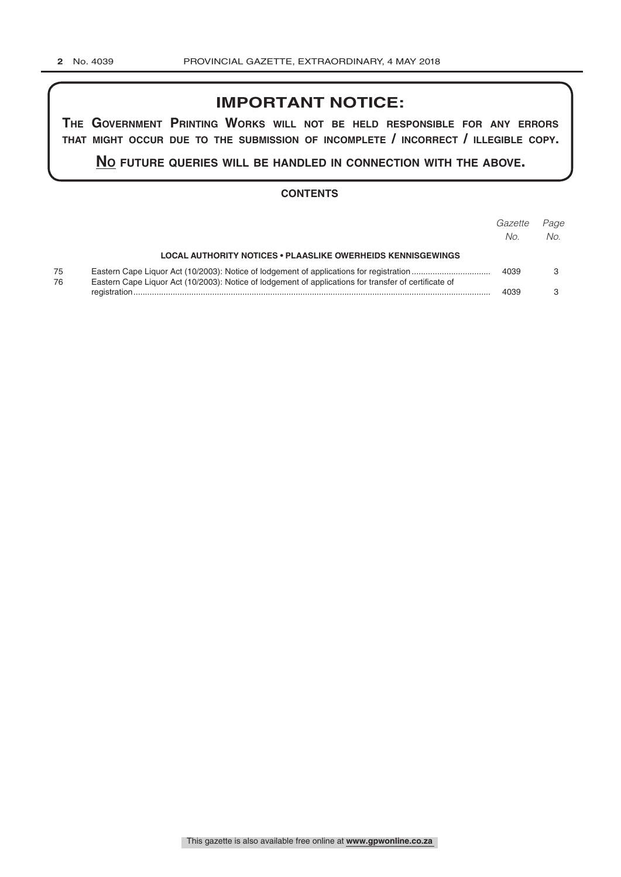# IMPORTANT NOTICE:

**THE GOVERNMENT PRINTING WORKS WILL NOT BE HELD RESPONSIBLE FOR ANY ERRORS THAT MIGHT OCCUR DUE TO THE SUBMISSION OF INCOMPLETE / INCORRECT / ILLEGIBLE COPY.**

**NO FUTURE QUERIES WILL BE HANDLED IN CONNECTION WITH THE ABOVE.**

## CONTENTS

| | | *Gazette No.* | *Page No.* |
|---|---|---|---|
| | **LOCAL AUTHORITY NOTICES • PLAASLIKE OWERHEIDS KENNISGEWINGS** | | |
| 75 | Eastern Cape Liquor Act (10/2003): Notice of lodgement of applications for registration | 4039 | 3 |
| 76 | Eastern Cape Liquor Act (10/2003): Notice of lodgement of applications for transfer of certificate of registration | 4039 | 3 |

This gazette is also available free online at **www.gpwonline.co.za**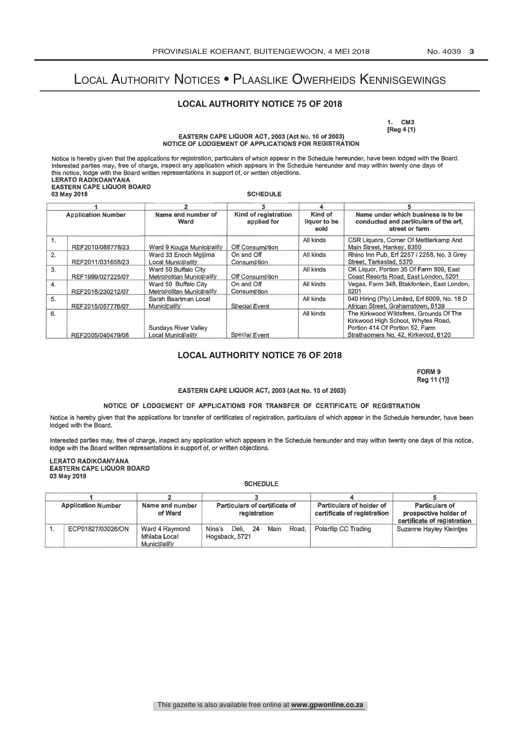# Local Authority Notices • Plaaslike Owerheids Kennisgewings

## LOCAL AUTHORITY NOTICE 75 OF 2018

1. CM3
[Reg 4 (1)

EASTERN CAPE LIQUOR ACT, 2003 (Act No. 10 of 2003)
NOTICE OF LODGEMENT OF APPLICATIONS FOR REGISTRATION

Notice is hereby given that the applications for registration, particulars of which appear in the Schedule hereunder, have been lodged with the Board. Interested parties may, free of charge, inspect any application which appears in the Schedule hereunder and may within twenty one days of this notice, lodge with the Board written representations in support of, or written objections.

**LERATO RADIKOANYANA**
**EASTERN CAPE LIQUOR BOARD**
**03 May 2018**

SCHEDULE

| | 1 | 2 | 3 | 4 | 5 |
|---|---|---|---|---|---|
| | Application Number | Name and number of Ward | Kind of registration applied for | Kind of liquor to be sold | Name under which business is to be conducted and particulars of the erf, street or farm |
| 1. | REF2010/088778/23 | Ward 9 Kouga Municipality | Off Consumption | All kinds | CSR Liquors, Corner Of Mettlerkamp And Main Street, Hankey, 6350 |
| 2. | REF2011/031658/23 | Ward 33 Enoch Mgijima Local Municipality | On and Off Consumption | All kinds | Rhino Inn Pub, Erf 2257 / 2258, No. 3 Grey Street, Tarkastad, 5370 |
| 3. | REF1999/027225/07 | Ward 50 Buffalo City Metropolitan Municipality | Off Consumption | All kinds | OK Liquor, Portion 35 Of Farm 809, East Coast Resorts Road, East London, 5201 |
| 4. | REF2018/230212/07 | Ward 50 Buffalo City Metropolitan Municipality | On and Off Consumption | All kinds | Vegas, Farm 348, Btakfontein, East London, 5201 |
| 5. | REF2015/057776/07 | Sarah Baartman Local Municipality | Special Event | All kinds | 040 Hiring (Pty) Limited, Erf 6009, No. 18 D African Street, Grahamstown, 6139 |
| 6. | REF2005/040479/08 | Sundays River Valley Local Municipality | Special Event | All kinds | The Kirkwood Wildsfees, Grounds Of The Kirkwood High School, Whytes Road, Portion 414 Of Portion 52, Farm Strathsomers No. 42, Kirkwood, 6120 |

## LOCAL AUTHORITY NOTICE 76 OF 2018

FORM 9
Reg 11 (1)]

EASTERN CAPE LIQUOR ACT, 2003 (Act No. 10 of 2003)

NOTICE OF LODGEMENT OF APPLICATIONS FOR TRANSFER OF CERTIFICATE OF REGISTRATION

Notice is hereby given that the applications for transfer of certificates of registration, particulars of which appear in the Schedule hereunder, have been lodged with the Board.

Interested parties may, free of charge, inspect any application which appears in the Schedule hereunder and may within twenty one days of this notice, lodge with the Board written representations in support of, or written objections.

**LERATO RADIKOANYANA**
**EASTERN CAPE LIQUOR BOARD**
**03 May 2018**

SCHEDULE

| | 1 | 2 | 3 | 4 | 5 |
|---|---|---|---|---|---|
| | Application Number | Name and number of Ward | Particulars of certificate of registration | Particulars of holder of certificate of registration | Particulars of prospective holder of certificate of registration |
| 1. | ECP01827/03026/ON | Ward 4 Raymond Mhlaba Local Municipality | Nina's Deli, 24 Main Road, Hogsback, 5721 | Polarflip CC Trading | Suzanne Hayley Kleintjes |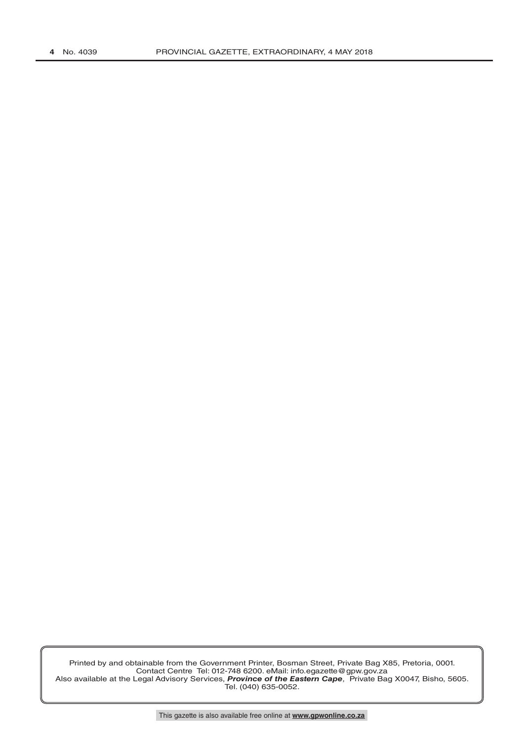Printed by and obtainable from the Government Printer, Bosman Street, Private Bag X85, Pretoria, 0001.
Contact Centre Tel: 012-748 6200. eMail: info.egazette@gpw.gov.za
Also available at the Legal Advisory Services, ***Province of the Eastern Cape***, Private Bag X0047, Bisho, 5605.
Tel. (040) 635-0052.

This gazette is also available free online at **www.gpwonline.co.za**